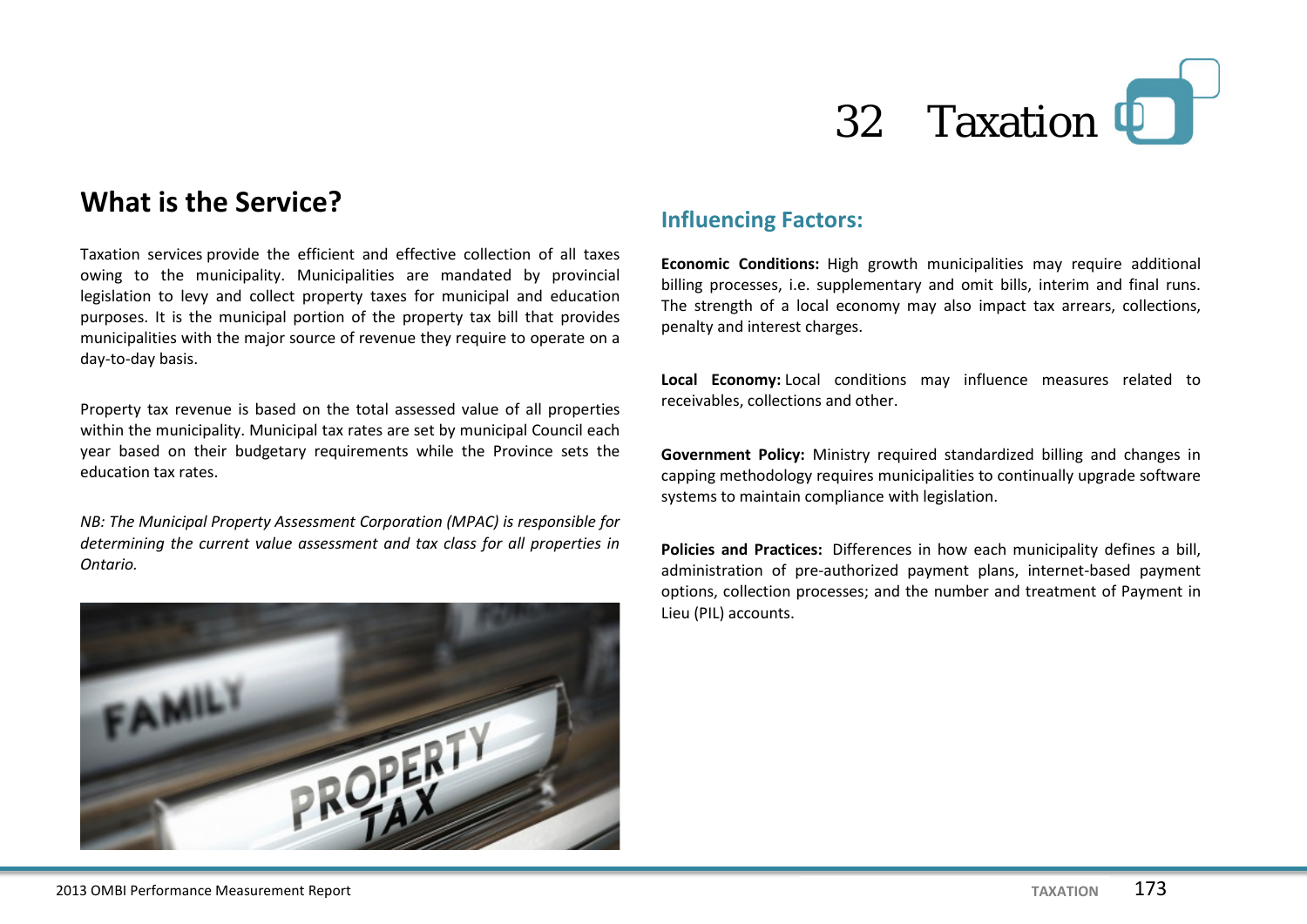# 32 Taxation

## What is the Service?

Taxation services provide the efficient and effective collection of all taxes owing to the municipality. Municipalities are mandated by provincial legislation to levy and collect property taxes for municipal and education purposes. It is the municipal portion of the property tax bill that provides municipalities with the major source of revenue they require to operate on a day-to-day basis.

Property tax revenue is based on the total assessed value of all properties within the municipality. Municipal tax rates are set by municipal Council each year based on their budgetary requirements while the Province sets the education tax rates.

*NB: The Municipal Property Assessment Corporation (MPAC) is responsible for determining the current value assessment and tax class for all properties in Ontario.*

## Influencing Factors:

**Economic Conditions:** High growth municipalities may require additional billing processes, i.e. supplementary and omit bills, interim and final runs. The strength of a local economy may also impact tax arrears, collections, penalty and interest charges.

**Local Economy:** Local conditions may influence measures related to receivables, collections and other.

**Government Policy:** Ministry required standardized billing and changes in capping methodology requires municipalities to continually upgrade software systems to maintain compliance with legislation.

**Policies and Practices:** Differences in how each municipality defines a bill, administration of pre-authorized payment plans, internet-based payment options, collection processes; and the number and treatment of Payment in Lieu (PIL) accounts.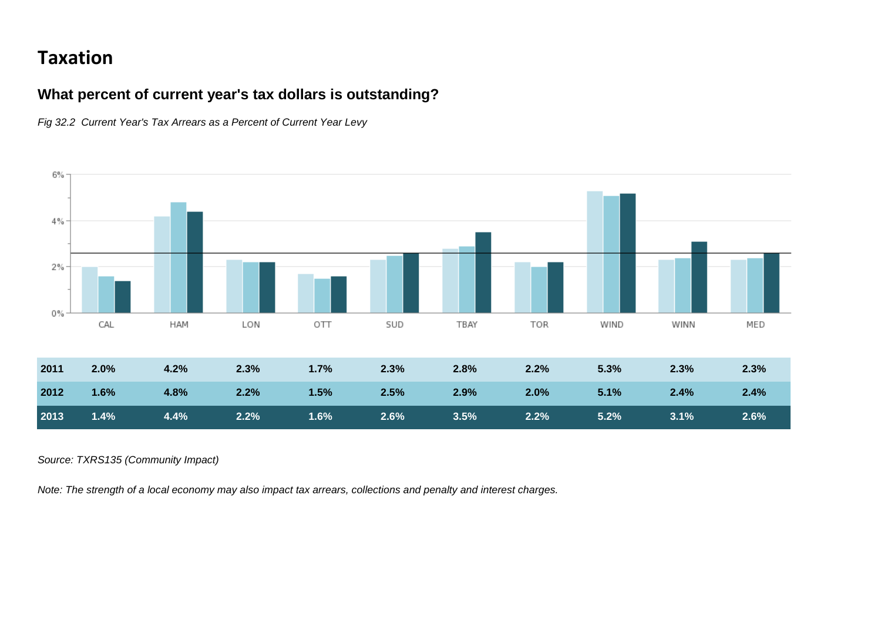# Taxation

### What percent of current year's tax dollars is outstanding?

*Fig 32.2 Current Year's Tax Arrears as a Percent of Current Year Levy*

| | CAL | HAM | LON | OTT | SUD | TBAY | TOR | WIND | WINN | MED |
|---|---|---|---|---|---|---|---|---|---|---|
| **2011** | **2.0%** | **4.2%** | **2.3%** | **1.7%** | **2.3%** | **2.8%** | **2.2%** | **5.3%** | **2.3%** | **2.3%** |
| **2012** | **1.6%** | **4.8%** | **2.2%** | **1.5%** | **2.5%** | **2.9%** | **2.0%** | **5.1%** | **2.4%** | **2.4%** |
| **2013** | **1.4%** | **4.4%** | **2.2%** | **1.6%** | **2.6%** | **3.5%** | **2.2%** | **5.2%** | **3.1%** | **2.6%** |

*Source: TXRS135 (Community Impact)*

*Note: The strength of a local economy may also impact tax arrears, collections and penalty and interest charges.*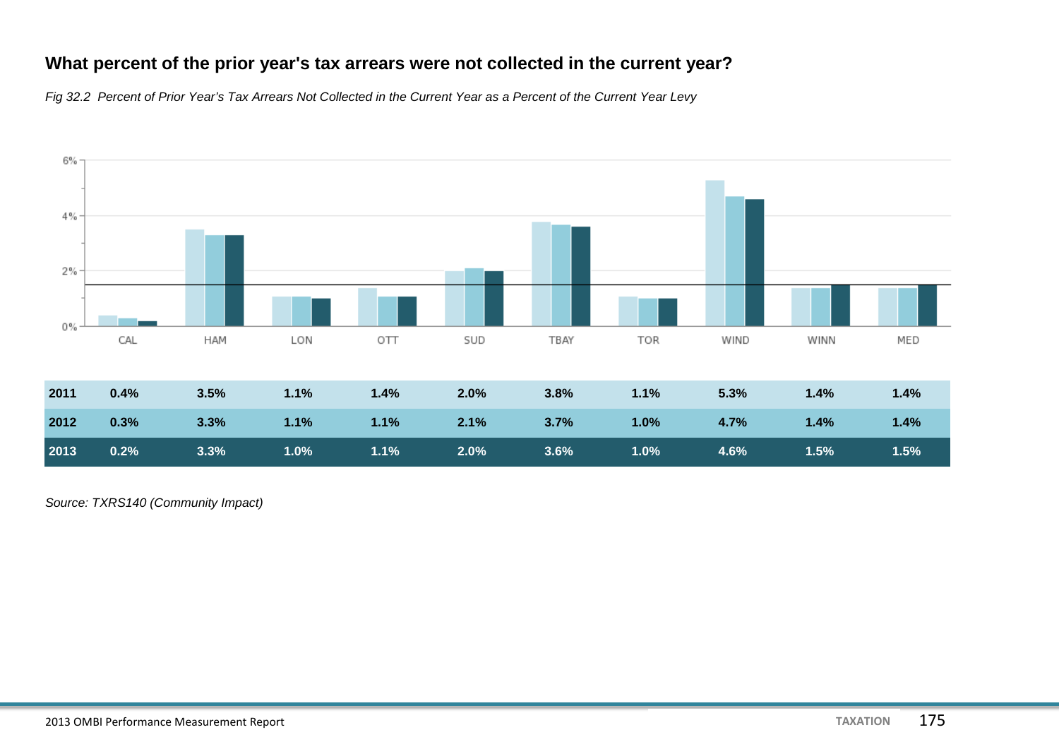## What percent of the prior year's tax arrears were not collected in the current year?

*Fig 32.2 Percent of Prior Year's Tax Arrears Not Collected in the Current Year as a Percent of the Current Year Levy*

| | CAL | HAM | LON | OTT | SUD | TBAY | TOR | WIND | WINN | MED |
|---|---|---|---|---|---|---|---|---|---|---|
| **2011** | **0.4%** | **3.5%** | **1.1%** | **1.4%** | **2.0%** | **3.8%** | **1.1%** | **5.3%** | **1.4%** | **1.4%** |
| **2012** | **0.3%** | **3.3%** | **1.1%** | **1.1%** | **2.1%** | **3.7%** | **1.0%** | **4.7%** | **1.4%** | **1.4%** |
| **2013** | **0.2%** | **3.3%** | **1.0%** | **1.1%** | **2.0%** | **3.6%** | **1.0%** | **4.6%** | **1.5%** | **1.5%** |

*Source: TXRS140 (Community Impact)*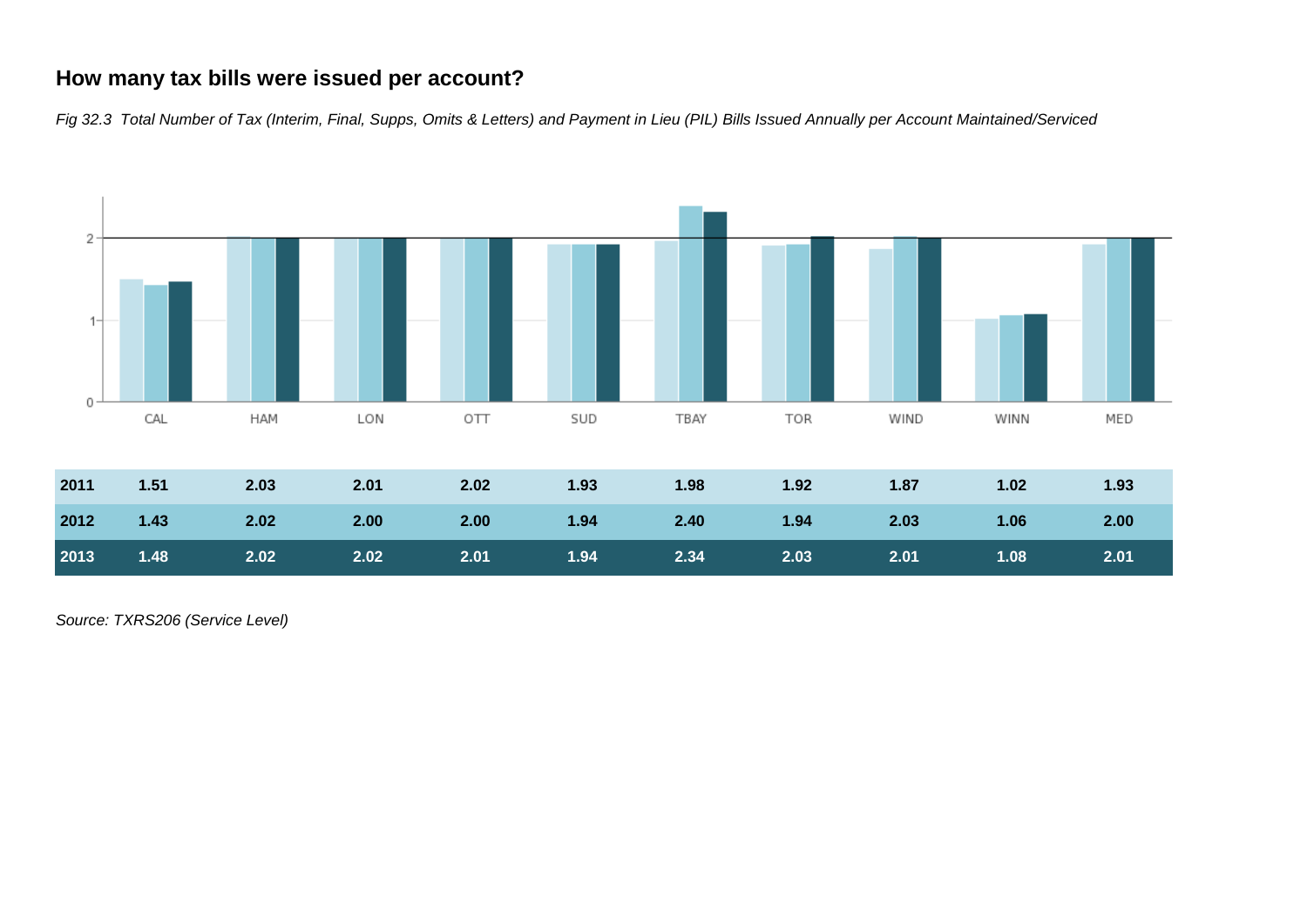## How many tax bills were issued per account?

*Fig 32.3 Total Number of Tax (Interim, Final, Supps, Omits & Letters) and Payment in Lieu (PIL) Bills Issued Annually per Account Maintained/Serviced*

| | CAL | HAM | LON | OTT | SUD | TBAY | TOR | WIND | WINN | MED |
|---|---|---|---|---|---|---|---|---|---|---|
| **2011** | 1.51 | 2.03 | 2.01 | 2.02 | 1.93 | 1.98 | 1.92 | 1.87 | 1.02 | 1.93 |
| **2012** | 1.43 | 2.02 | 2.00 | 2.00 | 1.94 | 2.40 | 1.94 | 2.03 | 1.06 | 2.00 |
| **2013** | 1.48 | 2.02 | 2.02 | 2.01 | 1.94 | 2.34 | 2.03 | 2.01 | 1.08 | 2.01 |

*Source: TXRS206 (Service Level)*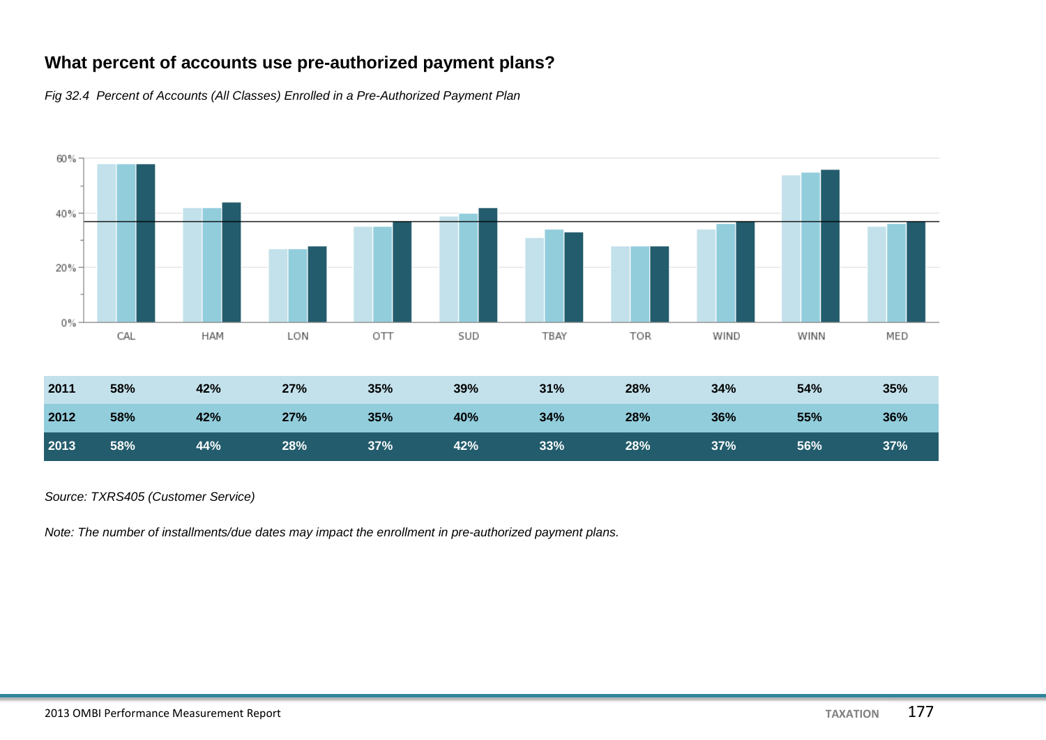## What percent of accounts use pre-authorized payment plans?

*Fig 32.4 Percent of Accounts (All Classes) Enrolled in a Pre-Authorized Payment Plan*

| | CAL | HAM | LON | OTT | SUD | TBAY | TOR | WIND | WINN | MED |
|---|---|---|---|---|---|---|---|---|---|---|
| **2011** | 58% | 42% | 27% | 35% | 39% | 31% | 28% | 34% | 54% | 35% |
| **2012** | 58% | 42% | 27% | 35% | 40% | 34% | 28% | 36% | 55% | 36% |
| **2013** | 58% | 44% | 28% | 37% | 42% | 33% | 28% | 37% | 56% | 37% |

*Source: TXRS405 (Customer Service)*

*Note: The number of installments/due dates may impact the enrollment in pre-authorized payment plans.*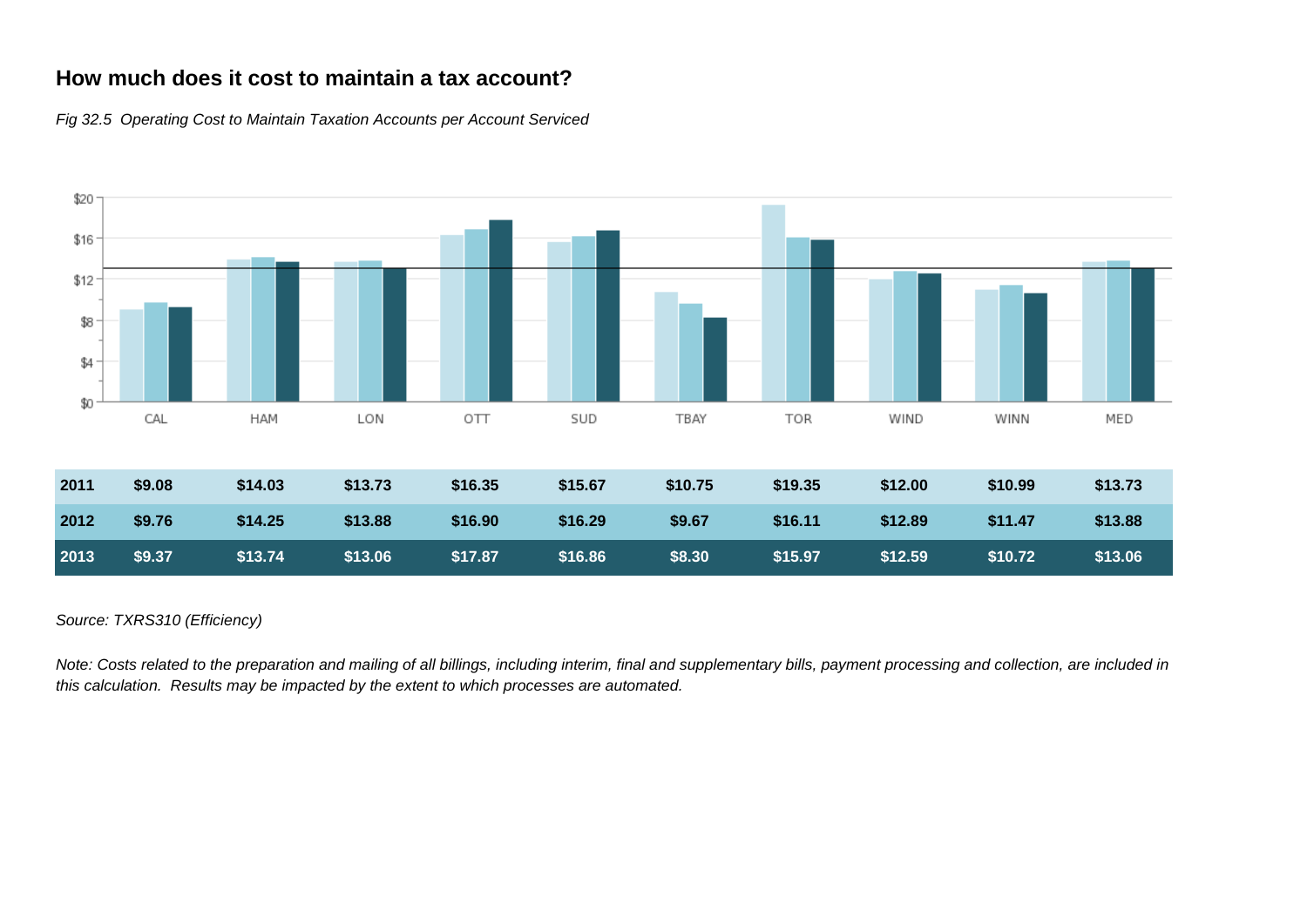## How much does it cost to maintain a tax account?

*Fig 32.5 Operating Cost to Maintain Taxation Accounts per Account Serviced*

$20
$16
$12
$8
$4
$0

CAL HAM LON OTT SUD TBAY TOR WIND WINN MED

| | | | | | | | | | | |
|---|---|---|---|---|---|---|---|---|---|---|
| **2011** | **$9.08** | **$14.03** | **$13.73** | **$16.35** | **$15.67** | **$10.75** | **$19.35** | **$12.00** | **$10.99** | **$13.73** |
| **2012** | **$9.76** | **$14.25** | **$13.88** | **$16.90** | **$16.29** | **$9.67** | **$16.11** | **$12.89** | **$11.47** | **$13.88** |
| **2013** | **$9.37** | **$13.74** | **$13.06** | **$17.87** | **$16.86** | **$8.30** | **$15.97** | **$12.59** | **$10.72** | **$13.06** |

*Source: TXRS310 (Efficiency)*

*Note: Costs related to the preparation and mailing of all billings, including interim, final and supplementary bills, payment processing and collection, are included in this calculation. Results may be impacted by the extent to which processes are automated.*